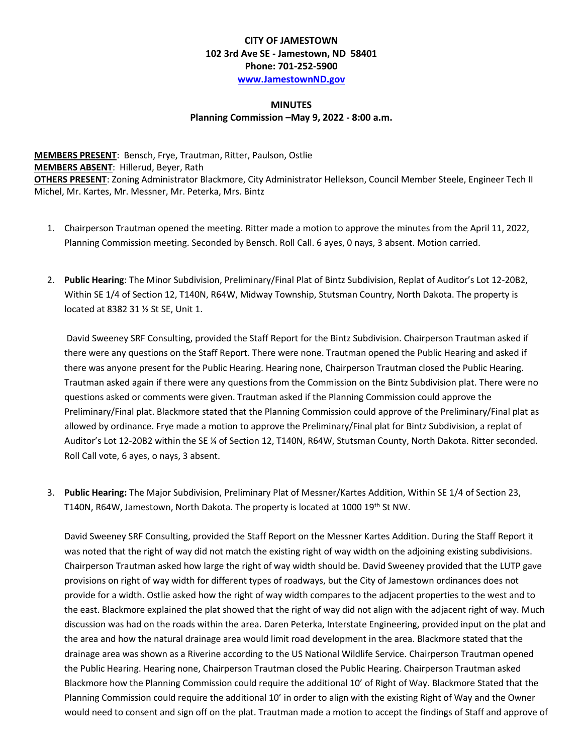**CITY OF JAMESTOWN**
**102 3rd Ave SE - Jamestown, ND 58401**
**Phone: 701-252-5900**
**www.JamestownND.gov**

**MINUTES**
**Planning Commission –May 9, 2022 - 8:00 a.m.**

**MEMBERS PRESENT**: Bensch, Frye, Trautman, Ritter, Paulson, Ostlie
**MEMBERS ABSENT**: Hillerud, Beyer, Rath
**OTHERS PRESENT**: Zoning Administrator Blackmore, City Administrator Hellekson, Council Member Steele, Engineer Tech II Michel, Mr. Kartes, Mr. Messner, Mr. Peterka, Mrs. Bintz

1. Chairperson Trautman opened the meeting. Ritter made a motion to approve the minutes from the April 11, 2022, Planning Commission meeting. Seconded by Bensch. Roll Call. 6 ayes, 0 nays, 3 absent. Motion carried.

2. **Public Hearing**: The Minor Subdivision, Preliminary/Final Plat of Bintz Subdivision, Replat of Auditor's Lot 12-20B2, Within SE 1/4 of Section 12, T140N, R64W, Midway Township, Stutsman Country, North Dakota. The property is located at 8382 31 ½ St SE, Unit 1.

   David Sweeney SRF Consulting, provided the Staff Report for the Bintz Subdivision. Chairperson Trautman asked if there were any questions on the Staff Report. There were none. Trautman opened the Public Hearing and asked if there was anyone present for the Public Hearing. Hearing none, Chairperson Trautman closed the Public Hearing. Trautman asked again if there were any questions from the Commission on the Bintz Subdivision plat. There were no questions asked or comments were given. Trautman asked if the Planning Commission could approve the Preliminary/Final plat. Blackmore stated that the Planning Commission could approve of the Preliminary/Final plat as allowed by ordinance. Frye made a motion to approve the Preliminary/Final plat for Bintz Subdivision, a replat of Auditor's Lot 12-20B2 within the SE ¼ of Section 12, T140N, R64W, Stutsman County, North Dakota. Ritter seconded. Roll Call vote, 6 ayes, o nays, 3 absent.

3. **Public Hearing:** The Major Subdivision, Preliminary Plat of Messner/Kartes Addition, Within SE 1/4 of Section 23, T140N, R64W, Jamestown, North Dakota. The property is located at 1000 19th St NW.

   David Sweeney SRF Consulting, provided the Staff Report on the Messner Kartes Addition. During the Staff Report it was noted that the right of way did not match the existing right of way width on the adjoining existing subdivisions. Chairperson Trautman asked how large the right of way width should be. David Sweeney provided that the LUTP gave provisions on right of way width for different types of roadways, but the City of Jamestown ordinances does not provide for a width. Ostlie asked how the right of way width compares to the adjacent properties to the west and to the east. Blackmore explained the plat showed that the right of way did not align with the adjacent right of way. Much discussion was had on the roads within the area. Daren Peterka, Interstate Engineering, provided input on the plat and the area and how the natural drainage area would limit road development in the area. Blackmore stated that the drainage area was shown as a Riverine according to the US National Wildlife Service. Chairperson Trautman opened the Public Hearing. Hearing none, Chairperson Trautman closed the Public Hearing. Chairperson Trautman asked Blackmore how the Planning Commission could require the additional 10' of Right of Way. Blackmore Stated that the Planning Commission could require the additional 10' in order to align with the existing Right of Way and the Owner would need to consent and sign off on the plat. Trautman made a motion to accept the findings of Staff and approve of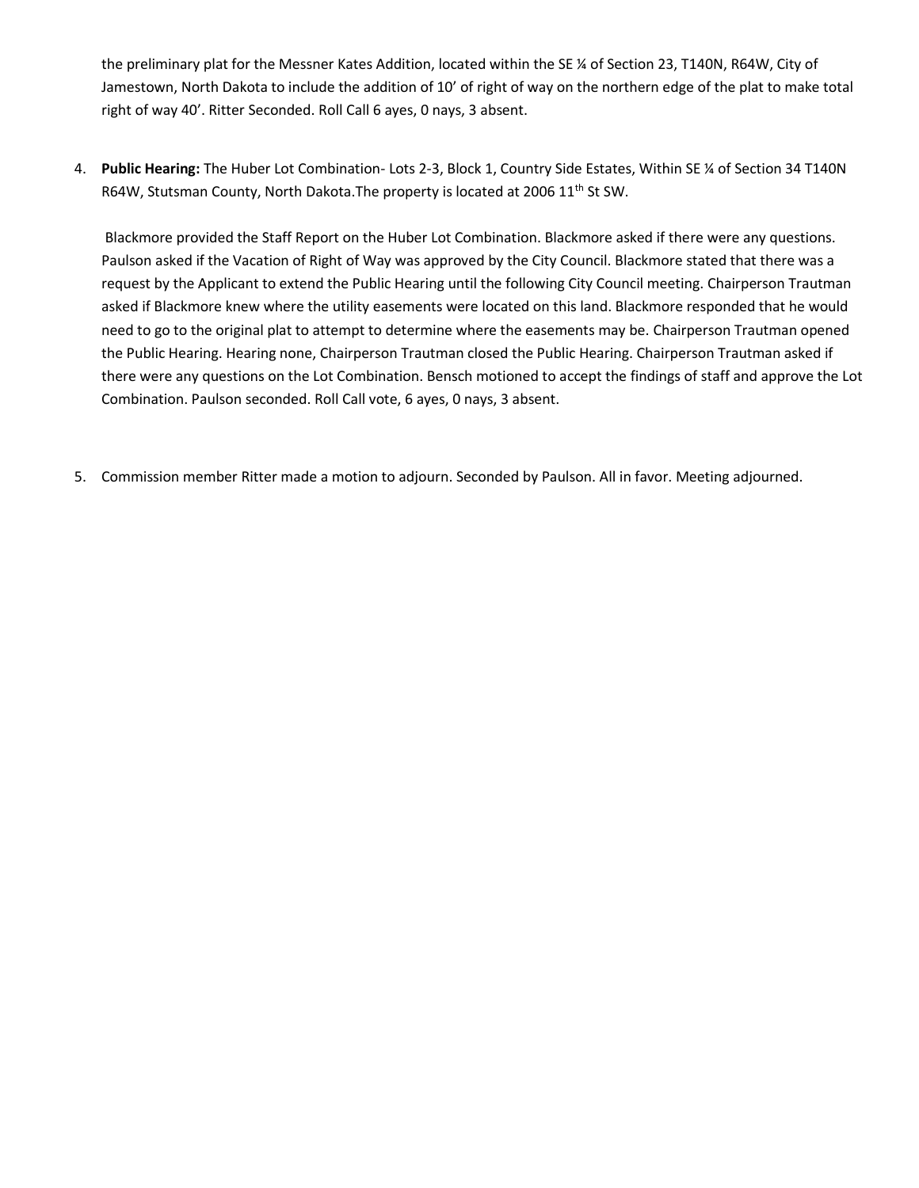the preliminary plat for the Messner Kates Addition, located within the SE ¼ of Section 23, T140N, R64W, City of Jamestown, North Dakota to include the addition of 10' of right of way on the northern edge of the plat to make total right of way 40'. Ritter Seconded. Roll Call 6 ayes, 0 nays, 3 absent.

4. **Public Hearing:** The Huber Lot Combination- Lots 2-3, Block 1, Country Side Estates, Within SE ¼ of Section 34 T140N R64W, Stutsman County, North Dakota.The property is located at 2006 11th St SW.

   Blackmore provided the Staff Report on the Huber Lot Combination. Blackmore asked if there were any questions. Paulson asked if the Vacation of Right of Way was approved by the City Council. Blackmore stated that there was a request by the Applicant to extend the Public Hearing until the following City Council meeting. Chairperson Trautman asked if Blackmore knew where the utility easements were located on this land. Blackmore responded that he would need to go to the original plat to attempt to determine where the easements may be. Chairperson Trautman opened the Public Hearing. Hearing none, Chairperson Trautman closed the Public Hearing. Chairperson Trautman asked if there were any questions on the Lot Combination. Bensch motioned to accept the findings of staff and approve the Lot Combination. Paulson seconded. Roll Call vote, 6 ayes, 0 nays, 3 absent.

5. Commission member Ritter made a motion to adjourn. Seconded by Paulson. All in favor. Meeting adjourned.